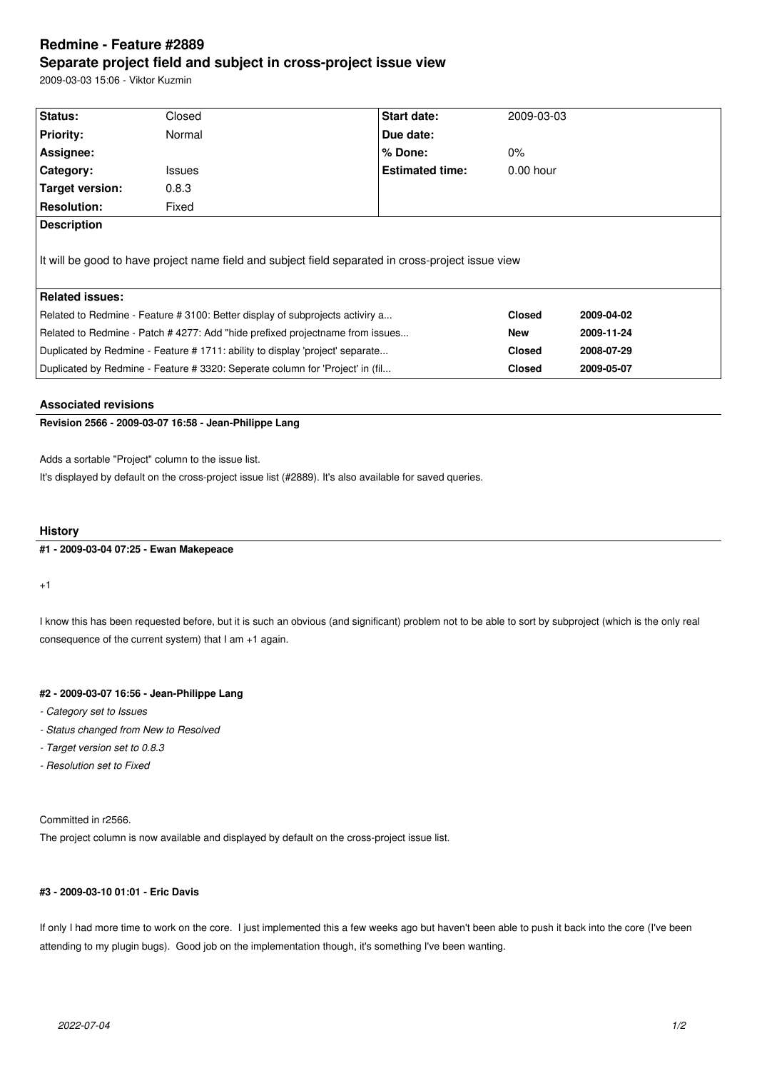# Redmine - Feature #2889

## Separate project field and subject in cross-project issue view

2009-03-03 15:06 - Viktor Kuzmin

| | | | |
|---|---|---|---|
| **Status:** | Closed | **Start date:** | 2009-03-03 |
| **Priority:** | Normal | **Due date:** | |
| **Assignee:** | | **% Done:** | 0% |
| **Category:** | Issues | **Estimated time:** | 0.00 hour |
| **Target version:** | 0.8.3 | | |
| **Resolution:** | Fixed | | |

**Description**

It will be good to have project name field and subject field separated in cross-project issue view

**Related issues:**

| | | |
|---|---|---|
| Related to Redmine - Feature # 3100: Better display of subprojects activiry a... | **Closed** | **2009-04-02** |
| Related to Redmine - Patch # 4277: Add "hide prefixed projectname from issues... | **New** | **2009-11-24** |
| Duplicated by Redmine - Feature # 1711: ability to display 'project' separate... | **Closed** | **2008-07-29** |
| Duplicated by Redmine - Feature # 3320: Seperate column for 'Project' in (fil... | **Closed** | **2009-05-07** |

### Associated revisions

**Revision 2566 - 2009-03-07 16:58 - Jean-Philippe Lang**

Adds a sortable "Project" column to the issue list.
It's displayed by default on the cross-project issue list (#2889). It's also available for saved queries.

### History

**#1 - 2009-03-04 07:25 - Ewan Makepeace**

+1

I know this has been requested before, but it is such an obvious (and significant) problem not to be able to sort by subproject (which is the only real consequence of the current system) that I am +1 again.

**#2 - 2009-03-07 16:56 - Jean-Philippe Lang**

- *Category set to Issues*
- *Status changed from New to Resolved*
- *Target version set to 0.8.3*
- *Resolution set to Fixed*

Committed in r2566.
The project column is now available and displayed by default on the cross-project issue list.

**#3 - 2009-03-10 01:01 - Eric Davis**

If only I had more time to work on the core. I just implemented this a few weeks ago but haven't been able to push it back into the core (I've been attending to my plugin bugs). Good job on the implementation though, it's something I've been wanting.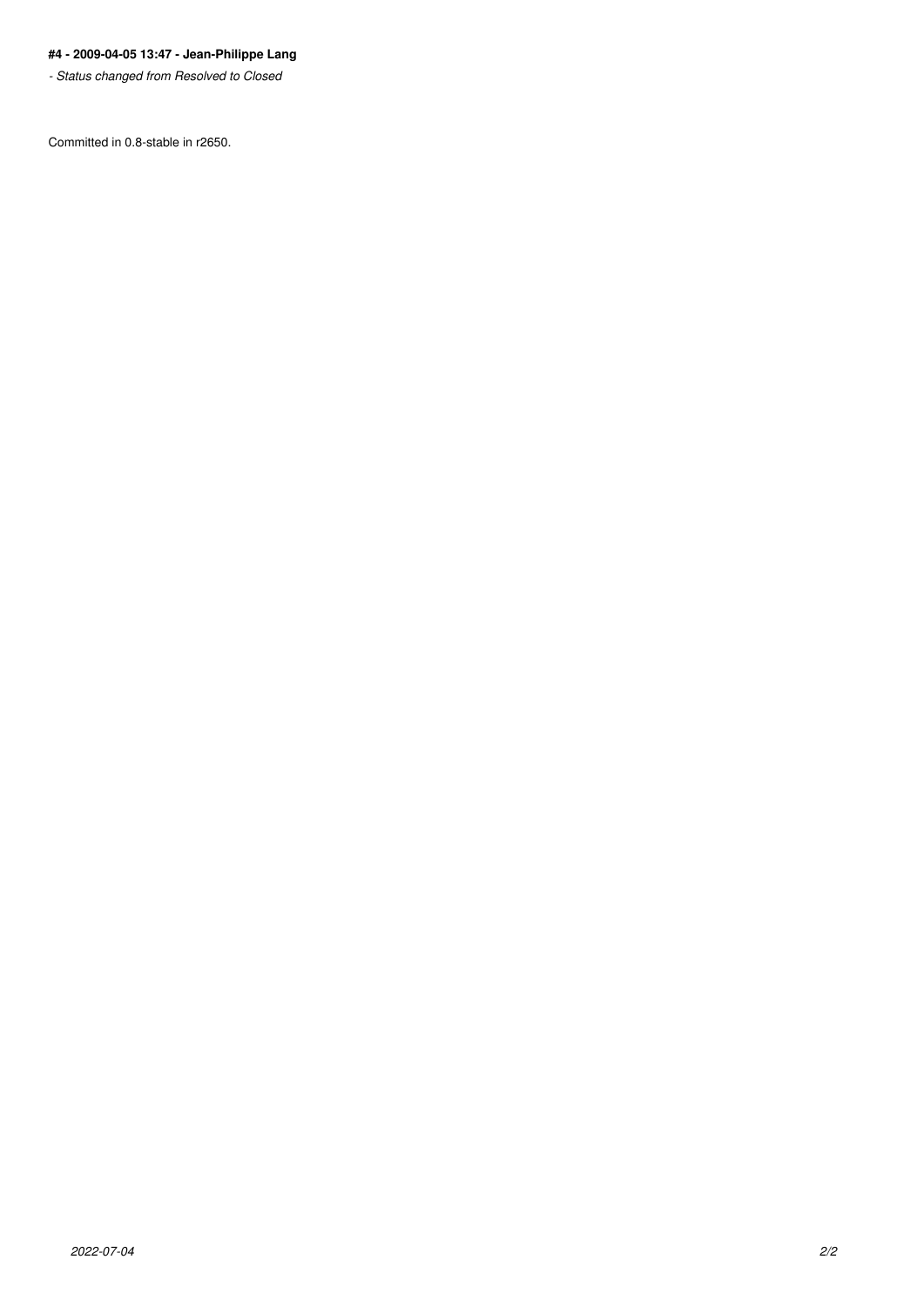**#4 - 2009-04-05 13:47 - Jean-Philippe Lang**

*- Status changed from Resolved to Closed*

Committed in 0.8-stable in r2650.